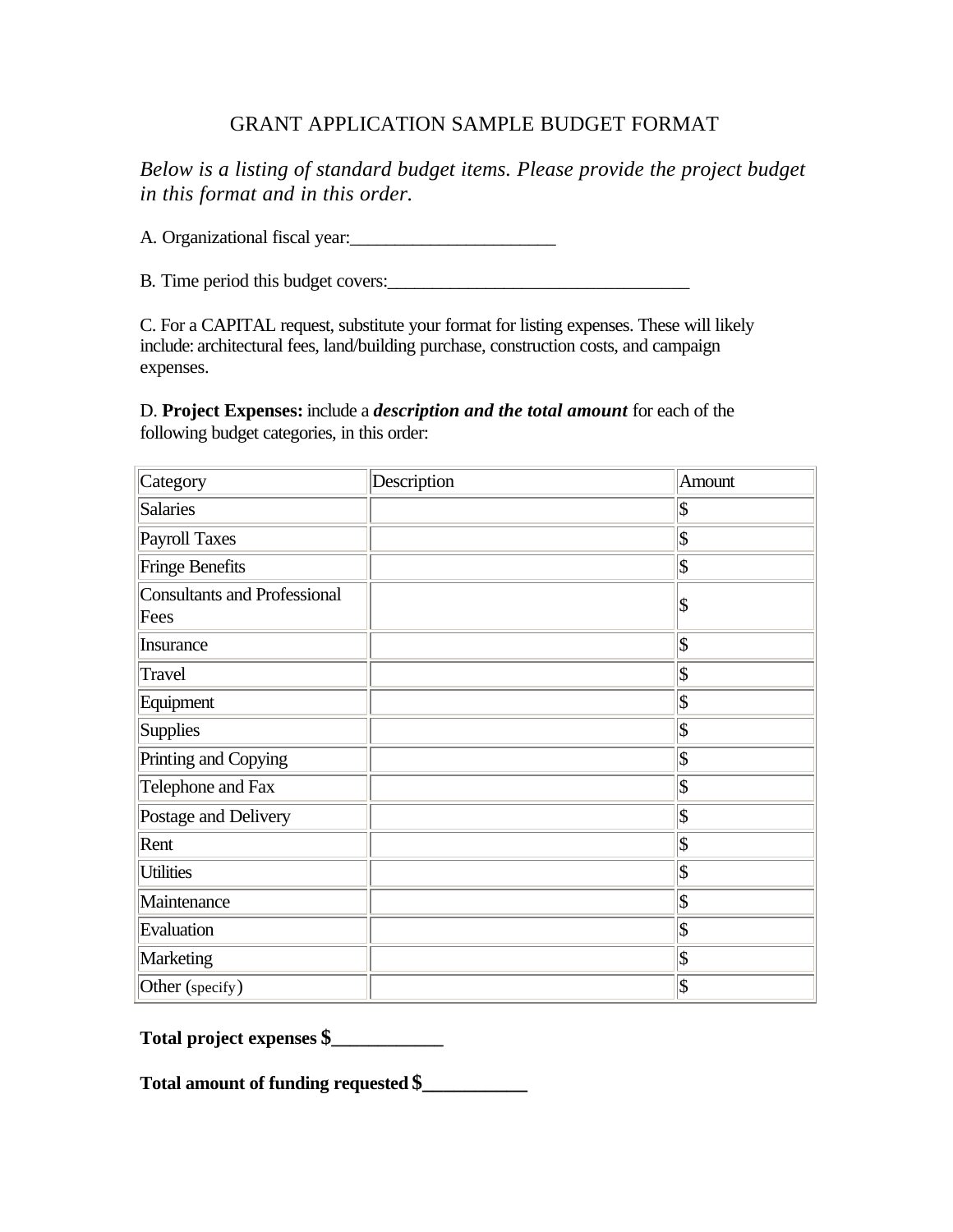# GRANT APPLICATION SAMPLE BUDGET FORMAT

*Below is a listing of standard budget items. Please provide the project budget in this format and in this order.*

A. Organizational fiscal year:______________________

B. Time period this budget covers:________________________________

C. For a CAPITAL request, substitute your format for listing expenses. These will likely include: architectural fees, land/building purchase, construction costs, and campaign expenses.

D. **Project Expenses:** include a ***description and the total amount*** for each of the following budget categories, in this order:

| Category | Description | Amount |
| --- | --- | --- |
| Salaries | | $ |
| Payroll Taxes | | $ |
| Fringe Benefits | | $ |
| Consultants and Professional Fees | | $ |
| Insurance | | $ |
| Travel | | $ |
| Equipment | | $ |
| Supplies | | $ |
| Printing and Copying | | $ |
| Telephone and Fax | | $ |
| Postage and Delivery | | $ |
| Rent | | $ |
| Utilities | | $ |
| Maintenance | | $ |
| Evaluation | | $ |
| Marketing | | $ |
| Other (specify) | | $ |

**Total project expenses $____________**

**Total amount of funding requested $___________**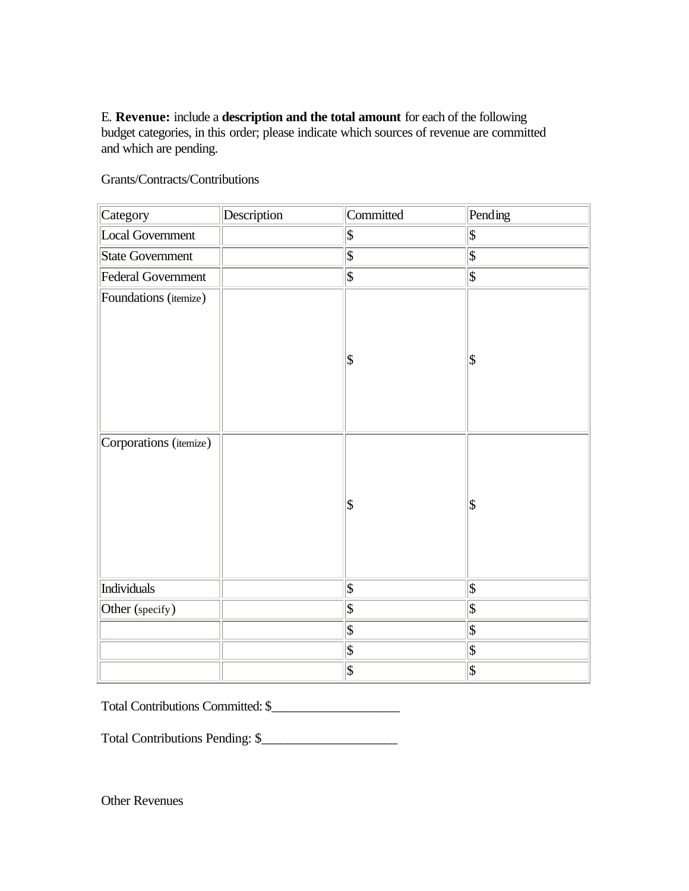E. **Revenue:** include a **description and the total amount** for each of the following budget categories, in this order; please indicate which sources of revenue are committed and which are pending.

Grants/Contracts/Contributions

| Category | Description | Committed | Pending |
|---|---|---|---|
| Local Government | | $ | $ |
| State Government | | $ | $ |
| Federal Government | | $ | $ |
| Foundations (itemize) | | $ | $ |
| Corporations (itemize) | | $ | $ |
| Individuals | | $ | $ |
| Other (specify) | | $ | $ |
| | | $ | $ |
| | | $ | $ |
| | | $ | $ |

Total Contributions Committed: $___________________

Total Contributions Pending: $____________________

Other Revenues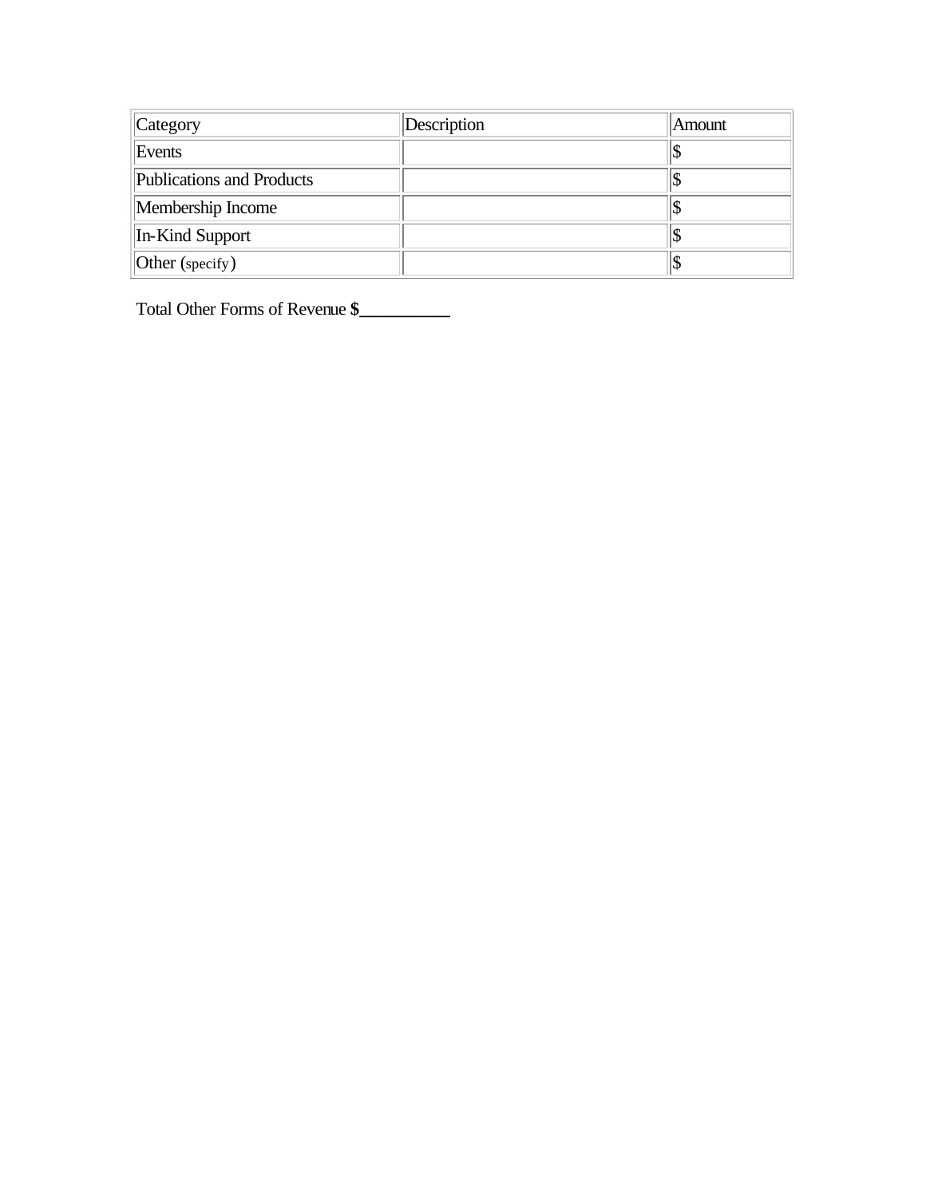| Category | Description | Amount |
| --- | --- | --- |
| Events | | $ |
| Publications and Products | | $ |
| Membership Income | | $ |
| In-Kind Support | | $ |
| Other (specify) | | $ |

Total Other Forms of Revenue **$__________**